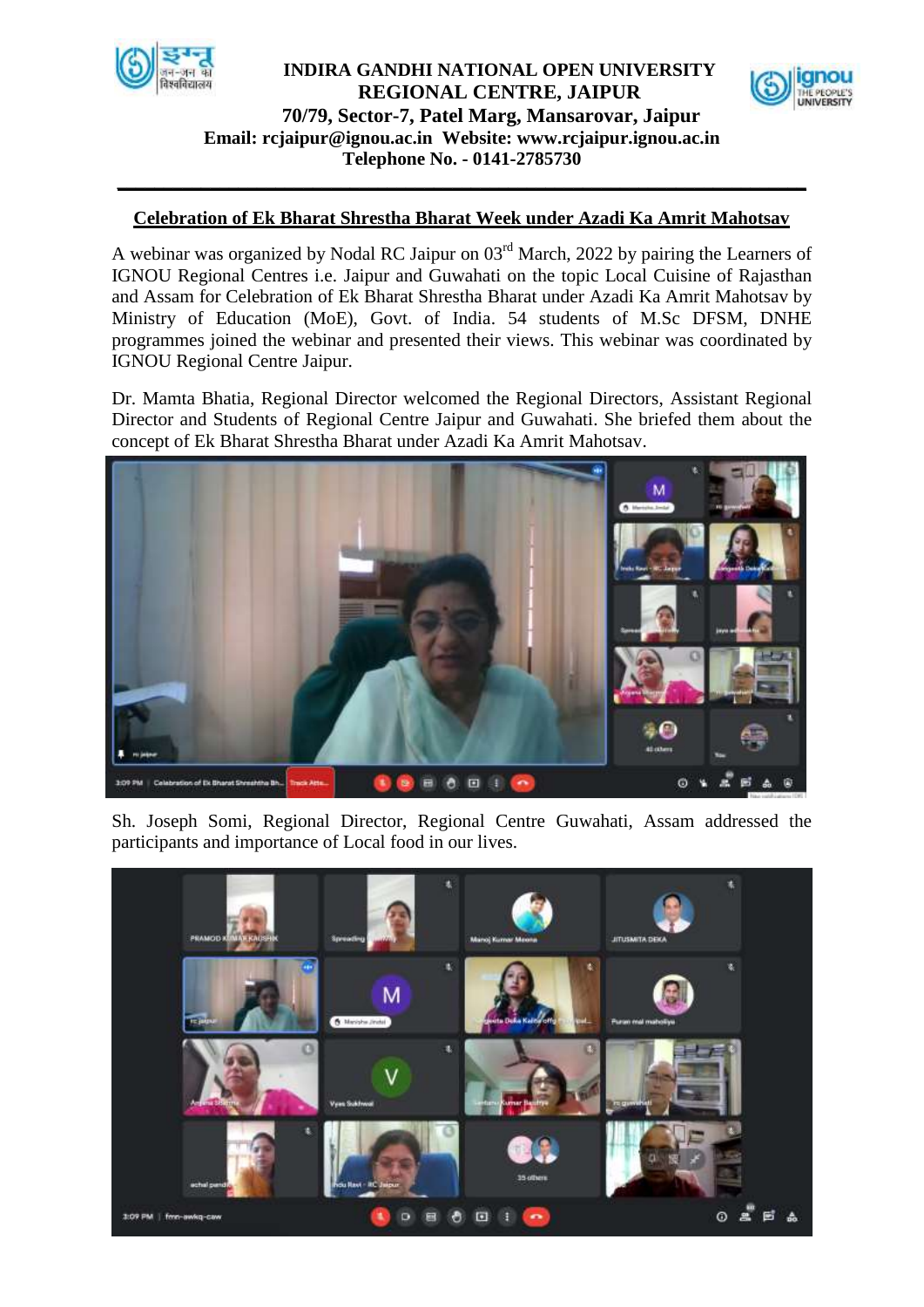**INDIRA GANDHI NATIONAL OPEN UNIVERSITY**
**REGIONAL CENTRE, JAIPUR**
**70/79, Sector-7, Patel Marg, Mansarovar, Jaipur**
**Email: rcjaipur@ignou.ac.in Website: www.rcjaipur.ignou.ac.in**
**Telephone No. - 0141-2785730**

## Celebration of Ek Bharat Shrestha Bharat Week under Azadi Ka Amrit Mahotsav

A webinar was organized by Nodal RC Jaipur on 03rd March, 2022 by pairing the Learners of IGNOU Regional Centres i.e. Jaipur and Guwahati on the topic Local Cuisine of Rajasthan and Assam for Celebration of Ek Bharat Shrestha Bharat under Azadi Ka Amrit Mahotsav by Ministry of Education (MoE), Govt. of India. 54 students of M.Sc DFSM, DNHE programmes joined the webinar and presented their views. This webinar was coordinated by IGNOU Regional Centre Jaipur.

Dr. Mamta Bhatia, Regional Director welcomed the Regional Directors, Assistant Regional Director and Students of Regional Centre Jaipur and Guwahati. She briefed them about the concept of Ek Bharat Shrestha Bharat under Azadi Ka Amrit Mahotsav.

Sh. Joseph Somi, Regional Director, Regional Centre Guwahati, Assam addressed the participants and importance of Local food in our lives.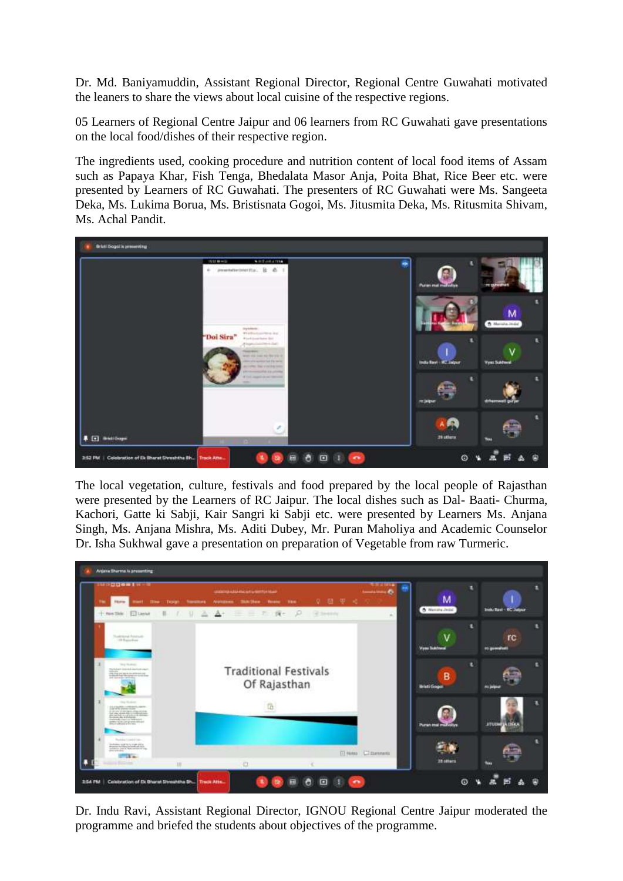Dr. Md. Baniyamuddin, Assistant Regional Director, Regional Centre Guwahati motivated the leaners to share the views about local cuisine of the respective regions.

05 Learners of Regional Centre Jaipur and 06 learners from RC Guwahati gave presentations on the local food/dishes of their respective region.

The ingredients used, cooking procedure and nutrition content of local food items of Assam such as Papaya Khar, Fish Tenga, Bhedalata Masor Anja, Poita Bhat, Rice Beer etc. were presented by Learners of RC Guwahati. The presenters of RC Guwahati were Ms. Sangeeta Deka, Ms. Lukima Borua, Ms. Bristisnata Gogoi, Ms. Jitusmita Deka, Ms. Ritusmita Shivam, Ms. Achal Pandit.

The local vegetation, culture, festivals and food prepared by the local people of Rajasthan were presented by the Learners of RC Jaipur. The local dishes such as Dal- Baati- Churma, Kachori, Gatte ki Sabji, Kair Sangri ki Sabji etc. were presented by Learners Ms. Anjana Singh, Ms. Anjana Mishra, Ms. Aditi Dubey, Mr. Puran Maholiya and Academic Counselor Dr. Isha Sukhwal gave a presentation on preparation of Vegetable from raw Turmeric.

Dr. Indu Ravi, Assistant Regional Director, IGNOU Regional Centre Jaipur moderated the programme and briefed the students about objectives of the programme.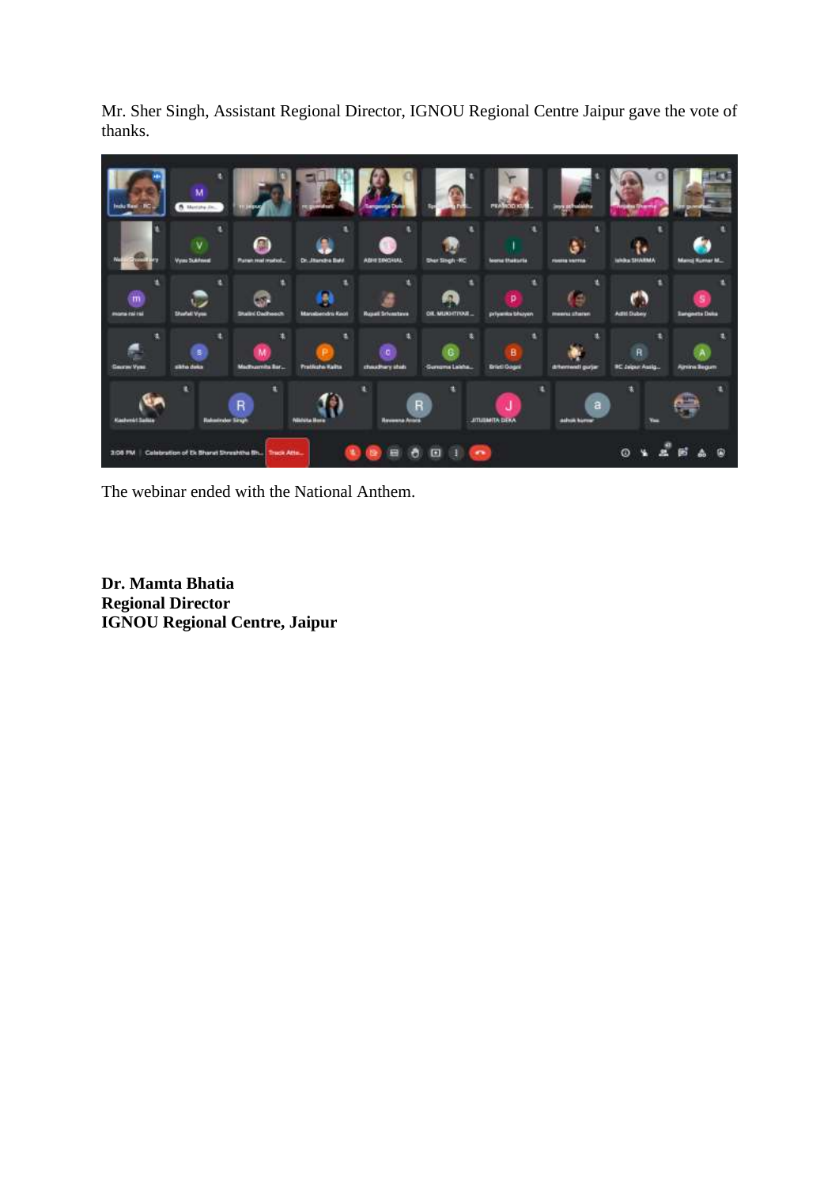Mr. Sher Singh, Assistant Regional Director, IGNOU Regional Centre Jaipur gave the vote of thanks.

The webinar ended with the National Anthem.

**Dr. Mamta Bhatia**
**Regional Director**
**IGNOU Regional Centre, Jaipur**